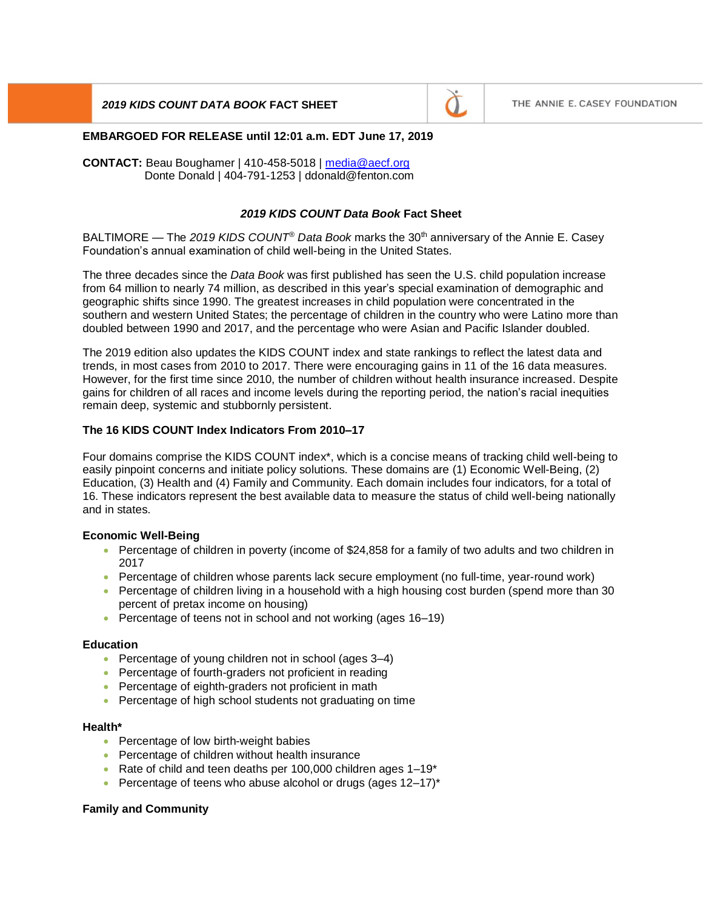*2019 KIDS COUNT DATA BOOK* **FACT SHEET**

THE ANNIE E. CASEY FOUNDATION

**EMBARGOED FOR RELEASE until 12:01 a.m. EDT June 17, 2019**

**CONTACT:** Beau Boughamer | 410-458-5018 | media@aecf.org
Donte Donald | 404-791-1253 | ddonald@fenton.com

## *2019 KIDS COUNT Data Book* Fact Sheet

BALTIMORE — The *2019 KIDS COUNT® Data Book* marks the 30th anniversary of the Annie E. Casey Foundation's annual examination of child well-being in the United States.

The three decades since the *Data Book* was first published has seen the U.S. child population increase from 64 million to nearly 74 million, as described in this year's special examination of demographic and geographic shifts since 1990. The greatest increases in child population were concentrated in the southern and western United States; the percentage of children in the country who were Latino more than doubled between 1990 and 2017, and the percentage who were Asian and Pacific Islander doubled.

The 2019 edition also updates the KIDS COUNT index and state rankings to reflect the latest data and trends, in most cases from 2010 to 2017. There were encouraging gains in 11 of the 16 data measures. However, for the first time since 2010, the number of children without health insurance increased. Despite gains for children of all races and income levels during the reporting period, the nation's racial inequities remain deep, systemic and stubbornly persistent.

### The 16 KIDS COUNT Index Indicators From 2010–17

Four domains comprise the KIDS COUNT index*, which is a concise means of tracking child well-being to easily pinpoint concerns and initiate policy solutions. These domains are (1) Economic Well-Being, (2) Education, (3) Health and (4) Family and Community. Each domain includes four indicators, for a total of 16. These indicators represent the best available data to measure the status of child well-being nationally and in states.

#### Economic Well-Being

- Percentage of children in poverty (income of $24,858 for a family of two adults and two children in 2017
- Percentage of children whose parents lack secure employment (no full-time, year-round work)
- Percentage of children living in a household with a high housing cost burden (spend more than 30 percent of pretax income on housing)
- Percentage of teens not in school and not working (ages 16–19)

#### Education

- Percentage of young children not in school (ages 3–4)
- Percentage of fourth-graders not proficient in reading
- Percentage of eighth-graders not proficient in math
- Percentage of high school students not graduating on time

#### Health*

- Percentage of low birth-weight babies
- Percentage of children without health insurance
- Rate of child and teen deaths per 100,000 children ages 1–19*
- Percentage of teens who abuse alcohol or drugs (ages 12–17)*

#### Family and Community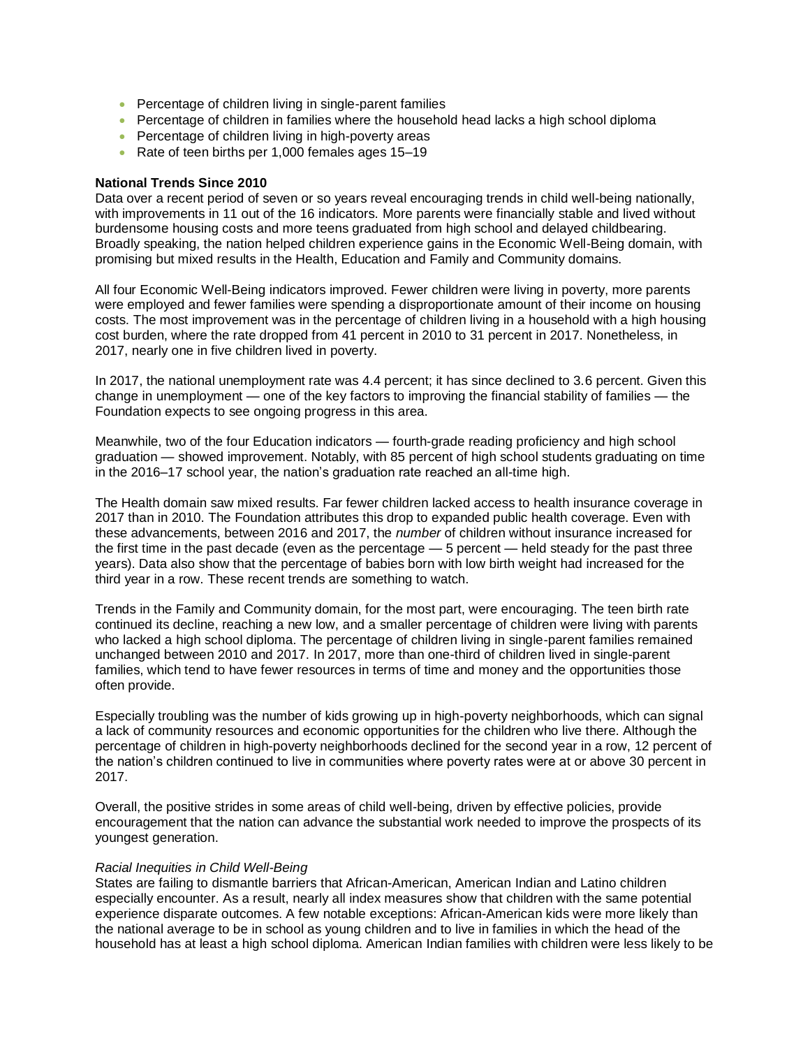- Percentage of children living in single-parent families
- Percentage of children in families where the household head lacks a high school diploma
- Percentage of children living in high-poverty areas
- Rate of teen births per 1,000 females ages 15–19

**National Trends Since 2010**

Data over a recent period of seven or so years reveal encouraging trends in child well-being nationally, with improvements in 11 out of the 16 indicators. More parents were financially stable and lived without burdensome housing costs and more teens graduated from high school and delayed childbearing. Broadly speaking, the nation helped children experience gains in the Economic Well-Being domain, with promising but mixed results in the Health, Education and Family and Community domains.

All four Economic Well-Being indicators improved. Fewer children were living in poverty, more parents were employed and fewer families were spending a disproportionate amount of their income on housing costs. The most improvement was in the percentage of children living in a household with a high housing cost burden, where the rate dropped from 41 percent in 2010 to 31 percent in 2017. Nonetheless, in 2017, nearly one in five children lived in poverty.

In 2017, the national unemployment rate was 4.4 percent; it has since declined to 3.6 percent. Given this change in unemployment — one of the key factors to improving the financial stability of families — the Foundation expects to see ongoing progress in this area.

Meanwhile, two of the four Education indicators — fourth-grade reading proficiency and high school graduation — showed improvement. Notably, with 85 percent of high school students graduating on time in the 2016–17 school year, the nation's graduation rate reached an all-time high.

The Health domain saw mixed results. Far fewer children lacked access to health insurance coverage in 2017 than in 2010. The Foundation attributes this drop to expanded public health coverage. Even with these advancements, between 2016 and 2017, the *number* of children without insurance increased for the first time in the past decade (even as the percentage — 5 percent — held steady for the past three years). Data also show that the percentage of babies born with low birth weight had increased for the third year in a row. These recent trends are something to watch.

Trends in the Family and Community domain, for the most part, were encouraging. The teen birth rate continued its decline, reaching a new low, and a smaller percentage of children were living with parents who lacked a high school diploma. The percentage of children living in single-parent families remained unchanged between 2010 and 2017. In 2017, more than one-third of children lived in single-parent families, which tend to have fewer resources in terms of time and money and the opportunities those often provide.

Especially troubling was the number of kids growing up in high-poverty neighborhoods, which can signal a lack of community resources and economic opportunities for the children who live there. Although the percentage of children in high-poverty neighborhoods declined for the second year in a row, 12 percent of the nation's children continued to live in communities where poverty rates were at or above 30 percent in 2017.

Overall, the positive strides in some areas of child well-being, driven by effective policies, provide encouragement that the nation can advance the substantial work needed to improve the prospects of its youngest generation.

*Racial Inequities in Child Well-Being*

States are failing to dismantle barriers that African-American, American Indian and Latino children especially encounter. As a result, nearly all index measures show that children with the same potential experience disparate outcomes. A few notable exceptions: African-American kids were more likely than the national average to be in school as young children and to live in families in which the head of the household has at least a high school diploma. American Indian families with children were less likely to be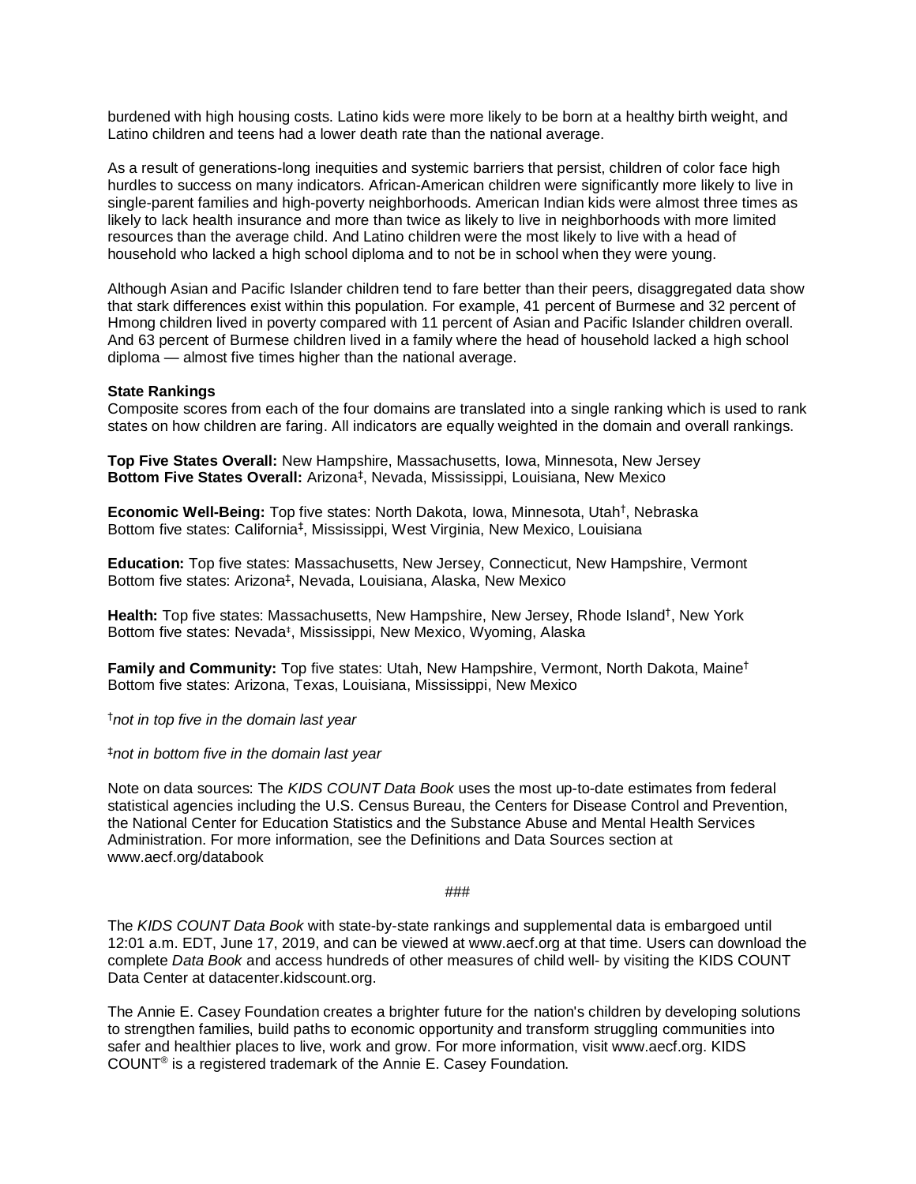burdened with high housing costs. Latino kids were more likely to be born at a healthy birth weight, and Latino children and teens had a lower death rate than the national average.

As a result of generations-long inequities and systemic barriers that persist, children of color face high hurdles to success on many indicators. African-American children were significantly more likely to live in single-parent families and high-poverty neighborhoods. American Indian kids were almost three times as likely to lack health insurance and more than twice as likely to live in neighborhoods with more limited resources than the average child. And Latino children were the most likely to live with a head of household who lacked a high school diploma and to not be in school when they were young.

Although Asian and Pacific Islander children tend to fare better than their peers, disaggregated data show that stark differences exist within this population. For example, 41 percent of Burmese and 32 percent of Hmong children lived in poverty compared with 11 percent of Asian and Pacific Islander children overall. And 63 percent of Burmese children lived in a family where the head of household lacked a high school diploma — almost five times higher than the national average.

**State Rankings**
Composite scores from each of the four domains are translated into a single ranking which is used to rank states on how children are faring. All indicators are equally weighted in the domain and overall rankings.

**Top Five States Overall:** New Hampshire, Massachusetts, Iowa, Minnesota, New Jersey
**Bottom Five States Overall:** Arizona‡, Nevada, Mississippi, Louisiana, New Mexico

**Economic Well-Being:** Top five states: North Dakota, Iowa, Minnesota, Utah†, Nebraska
Bottom five states: California‡, Mississippi, West Virginia, New Mexico, Louisiana

**Education:** Top five states: Massachusetts, New Jersey, Connecticut, New Hampshire, Vermont
Bottom five states: Arizona‡, Nevada, Louisiana, Alaska, New Mexico

**Health:** Top five states: Massachusetts, New Hampshire, New Jersey, Rhode Island†, New York
Bottom five states: Nevada‡, Mississippi, New Mexico, Wyoming, Alaska

**Family and Community:** Top five states: Utah, New Hampshire, Vermont, North Dakota, Maine†
Bottom five states: Arizona, Texas, Louisiana, Mississippi, New Mexico

†*not in top five in the domain last year*

‡*not in bottom five in the domain last year*

Note on data sources: The *KIDS COUNT Data Book* uses the most up-to-date estimates from federal statistical agencies including the U.S. Census Bureau, the Centers for Disease Control and Prevention, the National Center for Education Statistics and the Substance Abuse and Mental Health Services Administration. For more information, see the Definitions and Data Sources section at www.aecf.org/databook

###

The *KIDS COUNT Data Book* with state-by-state rankings and supplemental data is embargoed until 12:01 a.m. EDT, June 17, 2019, and can be viewed at www.aecf.org at that time. Users can download the complete *Data Book* and access hundreds of other measures of child well- by visiting the KIDS COUNT Data Center at datacenter.kidscount.org.

The Annie E. Casey Foundation creates a brighter future for the nation's children by developing solutions to strengthen families, build paths to economic opportunity and transform struggling communities into safer and healthier places to live, work and grow. For more information, visit www.aecf.org. KIDS COUNT® is a registered trademark of the Annie E. Casey Foundation.